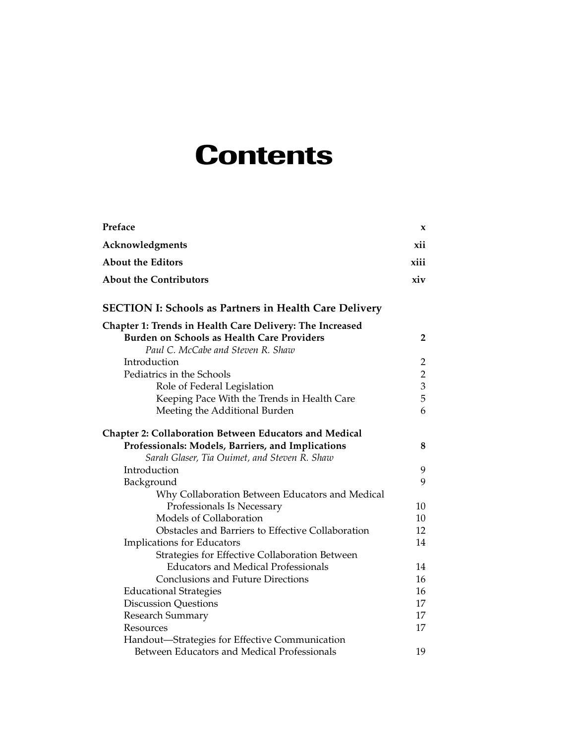# Contents

| | |
|---|---|
| **Preface** | **x** |
| **Acknowledgments** | **xii** |
| **About the Editors** | **xiii** |
| **About the Contributors** | **xiv** |

## SECTION I: Schools as Partners in Health Care Delivery

| | |
|---|---|
| **Chapter 1: Trends in Health Care Delivery: The Increased Burden on Schools as Health Care Providers** | **2** |
| *Paul C. McCabe and Steven R. Shaw* | |
| Introduction | 2 |
| Pediatrics in the Schools | 2 |
| Role of Federal Legislation | 3 |
| Keeping Pace With the Trends in Health Care | 5 |
| Meeting the Additional Burden | 6 |
| **Chapter 2: Collaboration Between Educators and Medical Professionals: Models, Barriers, and Implications** | **8** |
| *Sarah Glaser, Tia Ouimet, and Steven R. Shaw* | |
| Introduction | 9 |
| Background | 9 |
| Why Collaboration Between Educators and Medical Professionals Is Necessary | 10 |
| Models of Collaboration | 10 |
| Obstacles and Barriers to Effective Collaboration | 12 |
| Implications for Educators | 14 |
| Strategies for Effective Collaboration Between Educators and Medical Professionals | 14 |
| Conclusions and Future Directions | 16 |
| Educational Strategies | 16 |
| Discussion Questions | 17 |
| Research Summary | 17 |
| Resources | 17 |
| Handout—Strategies for Effective Communication Between Educators and Medical Professionals | 19 |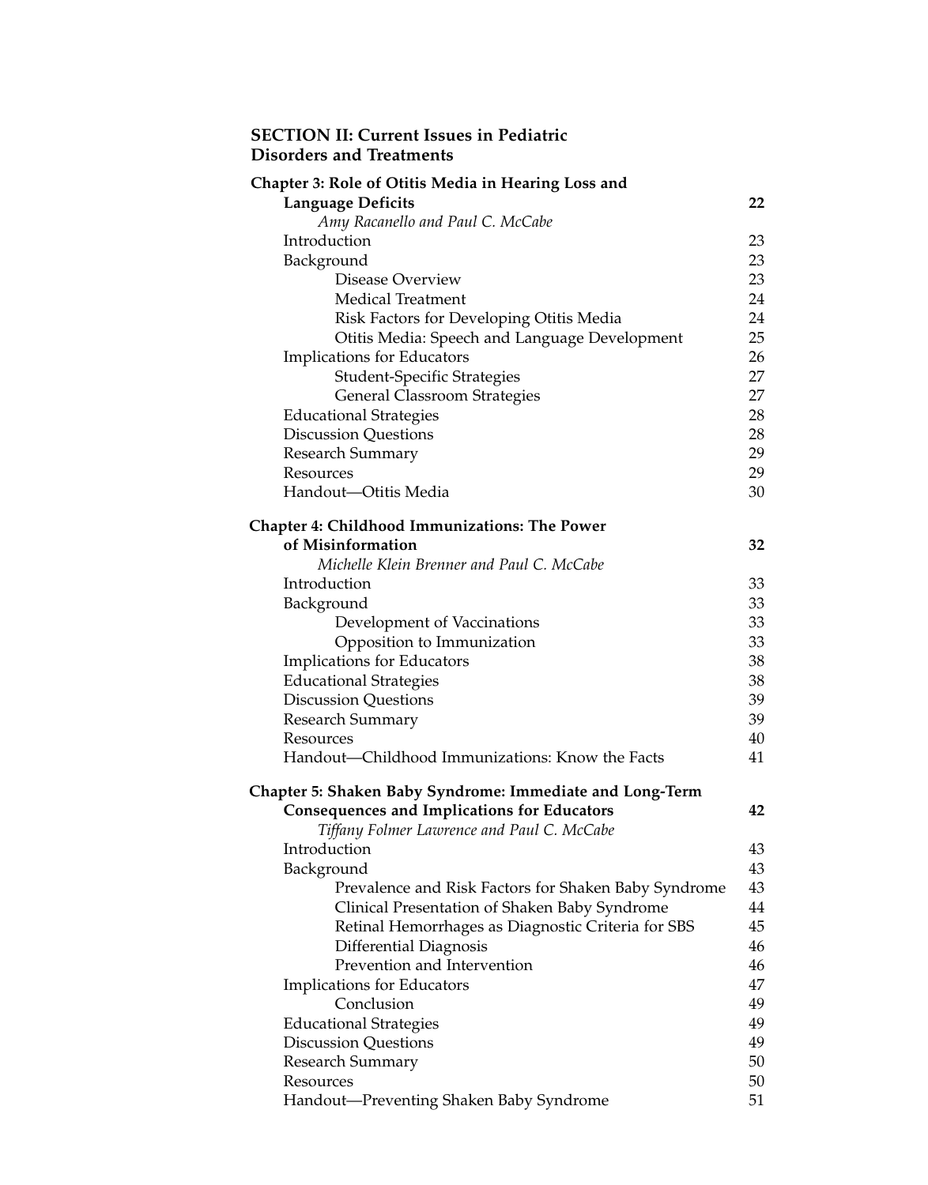## SECTION II: Current Issues in Pediatric Disorders and Treatments

**Chapter 3: Role of Otitis Media in Hearing Loss and Language Deficits** **22**

*Amy Racanello and Paul C. McCabe*

- Introduction 23
- Background 23
  - Disease Overview 23
  - Medical Treatment 24
  - Risk Factors for Developing Otitis Media 24
  - Otitis Media: Speech and Language Development 25
- Implications for Educators 26
  - Student-Specific Strategies 27
  - General Classroom Strategies 27
- Educational Strategies 28
- Discussion Questions 28
- Research Summary 29
- Resources 29
- Handout—Otitis Media 30

**Chapter 4: Childhood Immunizations: The Power of Misinformation** **32**

*Michelle Klein Brenner and Paul C. McCabe*

- Introduction 33
- Background 33
  - Development of Vaccinations 33
  - Opposition to Immunization 33
- Implications for Educators 38
- Educational Strategies 38
- Discussion Questions 39
- Research Summary 39
- Resources 40
- Handout—Childhood Immunizations: Know the Facts 41

**Chapter 5: Shaken Baby Syndrome: Immediate and Long-Term Consequences and Implications for Educators** **42**

*Tiffany Folmer Lawrence and Paul C. McCabe*

- Introduction 43
- Background 43
  - Prevalence and Risk Factors for Shaken Baby Syndrome 43
  - Clinical Presentation of Shaken Baby Syndrome 44
  - Retinal Hemorrhages as Diagnostic Criteria for SBS 45
  - Differential Diagnosis 46
  - Prevention and Intervention 46
- Implications for Educators 47
  - Conclusion 49
- Educational Strategies 49
- Discussion Questions 49
- Research Summary 50
- Resources 50
- Handout—Preventing Shaken Baby Syndrome 51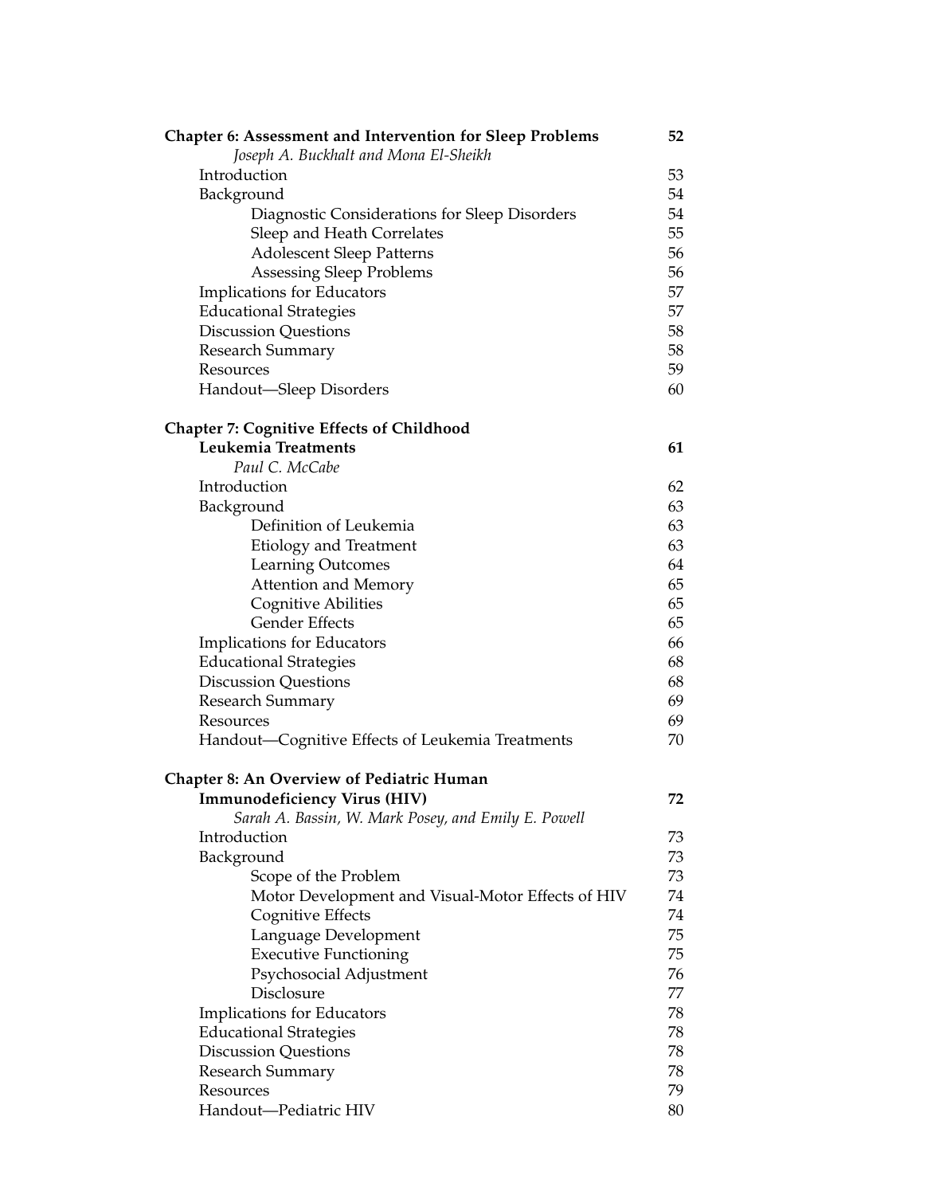**Chapter 6: Assessment and Intervention for Sleep Problems** **52**

*Joseph A. Buckhalt and Mona El-Sheikh*

- Introduction 53
- Background 54
  - Diagnostic Considerations for Sleep Disorders 54
  - Sleep and Heath Correlates 55
  - Adolescent Sleep Patterns 56
  - Assessing Sleep Problems 56
- Implications for Educators 57
- Educational Strategies 57
- Discussion Questions 58
- Research Summary 58
- Resources 59
- Handout—Sleep Disorders 60

**Chapter 7: Cognitive Effects of Childhood Leukemia Treatments** **61**

*Paul C. McCabe*

- Introduction 62
- Background 63
  - Definition of Leukemia 63
  - Etiology and Treatment 63
  - Learning Outcomes 64
  - Attention and Memory 65
  - Cognitive Abilities 65
  - Gender Effects 65
- Implications for Educators 66
- Educational Strategies 68
- Discussion Questions 68
- Research Summary 69
- Resources 69
- Handout—Cognitive Effects of Leukemia Treatments 70

**Chapter 8: An Overview of Pediatric Human Immunodeficiency Virus (HIV)** **72**

*Sarah A. Bassin, W. Mark Posey, and Emily E. Powell*

- Introduction 73
- Background 73
  - Scope of the Problem 73
  - Motor Development and Visual-Motor Effects of HIV 74
  - Cognitive Effects 74
  - Language Development 75
  - Executive Functioning 75
  - Psychosocial Adjustment 76
  - Disclosure 77
- Implications for Educators 78
- Educational Strategies 78
- Discussion Questions 78
- Research Summary 78
- Resources 79
- Handout—Pediatric HIV 80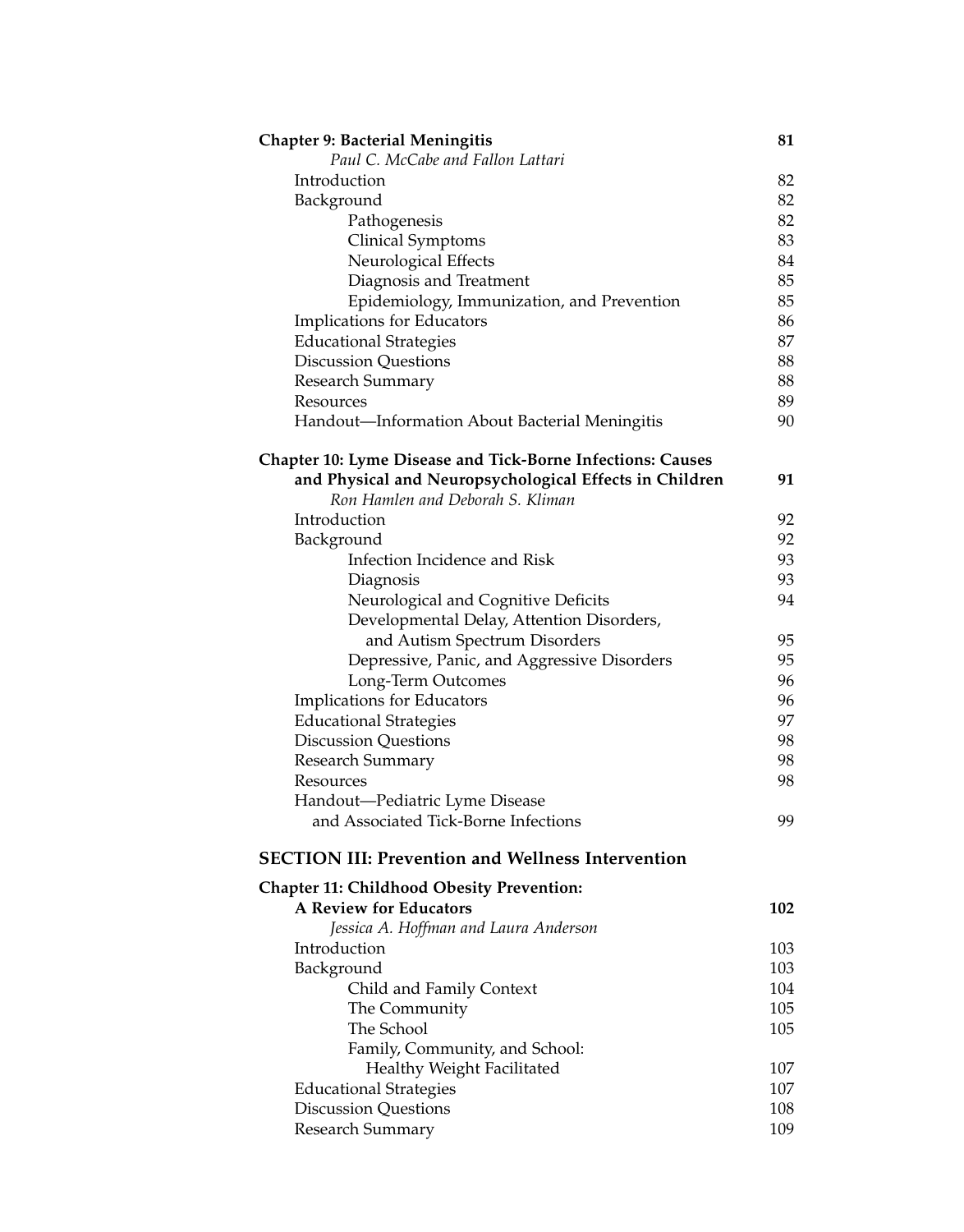| | |
|---|---|
| **Chapter 9: Bacterial Meningitis** | **81** |
| *Paul C. McCabe and Fallon Lattari* | |
| Introduction | 82 |
| Background | 82 |
| Pathogenesis | 82 |
| Clinical Symptoms | 83 |
| Neurological Effects | 84 |
| Diagnosis and Treatment | 85 |
| Epidemiology, Immunization, and Prevention | 85 |
| Implications for Educators | 86 |
| Educational Strategies | 87 |
| Discussion Questions | 88 |
| Research Summary | 88 |
| Resources | 89 |
| Handout—Information About Bacterial Meningitis | 90 |
| **Chapter 10: Lyme Disease and Tick-Borne Infections: Causes and Physical and Neuropsychological Effects in Children** | **91** |
| *Ron Hamlen and Deborah S. Kliman* | |
| Introduction | 92 |
| Background | 92 |
| Infection Incidence and Risk | 93 |
| Diagnosis | 93 |
| Neurological and Cognitive Deficits | 94 |
| Developmental Delay, Attention Disorders, and Autism Spectrum Disorders | 95 |
| Depressive, Panic, and Aggressive Disorders | 95 |
| Long-Term Outcomes | 96 |
| Implications for Educators | 96 |
| Educational Strategies | 97 |
| Discussion Questions | 98 |
| Research Summary | 98 |
| Resources | 98 |
| Handout—Pediatric Lyme Disease and Associated Tick-Borne Infections | 99 |

## SECTION III: Prevention and Wellness Intervention

| | |
|---|---|
| **Chapter 11: Childhood Obesity Prevention: A Review for Educators** | **102** |
| *Jessica A. Hoffman and Laura Anderson* | |
| Introduction | 103 |
| Background | 103 |
| Child and Family Context | 104 |
| The Community | 105 |
| The School | 105 |
| Family, Community, and School: Healthy Weight Facilitated | 107 |
| Educational Strategies | 107 |
| Discussion Questions | 108 |
| Research Summary | 109 |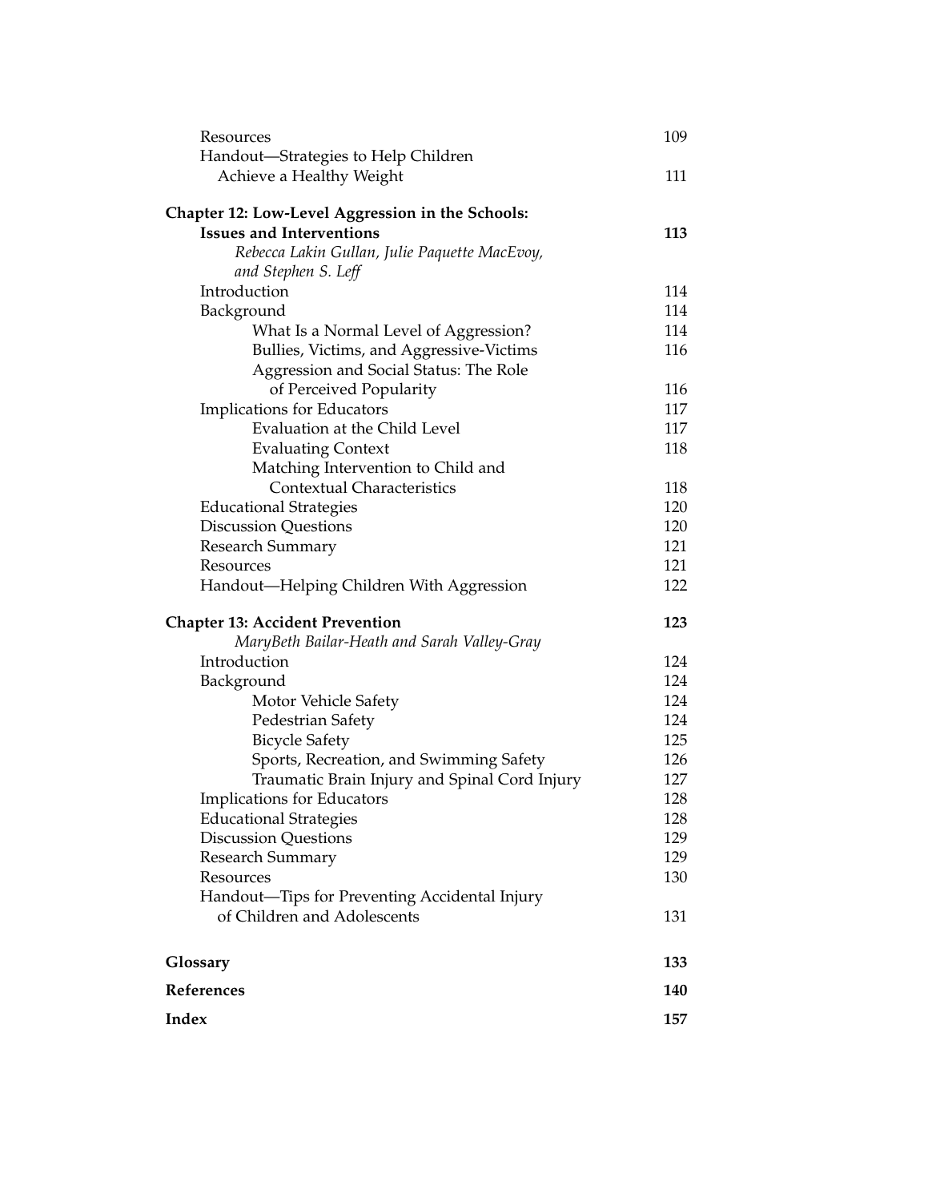| | |
|---|---|
| Resources | 109 |
| Handout—Strategies to Help Children Achieve a Healthy Weight | 111 |
| **Chapter 12: Low-Level Aggression in the Schools: Issues and Interventions** | **113** |
| *Rebecca Lakin Gullan, Julie Paquette MacEvoy, and Stephen S. Leff* | |
| Introduction | 114 |
| Background | 114 |
| What Is a Normal Level of Aggression? | 114 |
| Bullies, Victims, and Aggressive-Victims | 116 |
| Aggression and Social Status: The Role of Perceived Popularity | 116 |
| Implications for Educators | 117 |
| Evaluation at the Child Level | 117 |
| Evaluating Context | 118 |
| Matching Intervention to Child and Contextual Characteristics | 118 |
| Educational Strategies | 120 |
| Discussion Questions | 120 |
| Research Summary | 121 |
| Resources | 121 |
| Handout—Helping Children With Aggression | 122 |
| **Chapter 13: Accident Prevention** | **123** |
| *MaryBeth Bailar-Heath and Sarah Valley-Gray* | |
| Introduction | 124 |
| Background | 124 |
| Motor Vehicle Safety | 124 |
| Pedestrian Safety | 124 |
| Bicycle Safety | 125 |
| Sports, Recreation, and Swimming Safety | 126 |
| Traumatic Brain Injury and Spinal Cord Injury | 127 |
| Implications for Educators | 128 |
| Educational Strategies | 128 |
| Discussion Questions | 129 |
| Research Summary | 129 |
| Resources | 130 |
| Handout—Tips for Preventing Accidental Injury of Children and Adolescents | 131 |
| **Glossary** | **133** |
| **References** | **140** |
| **Index** | **157** |